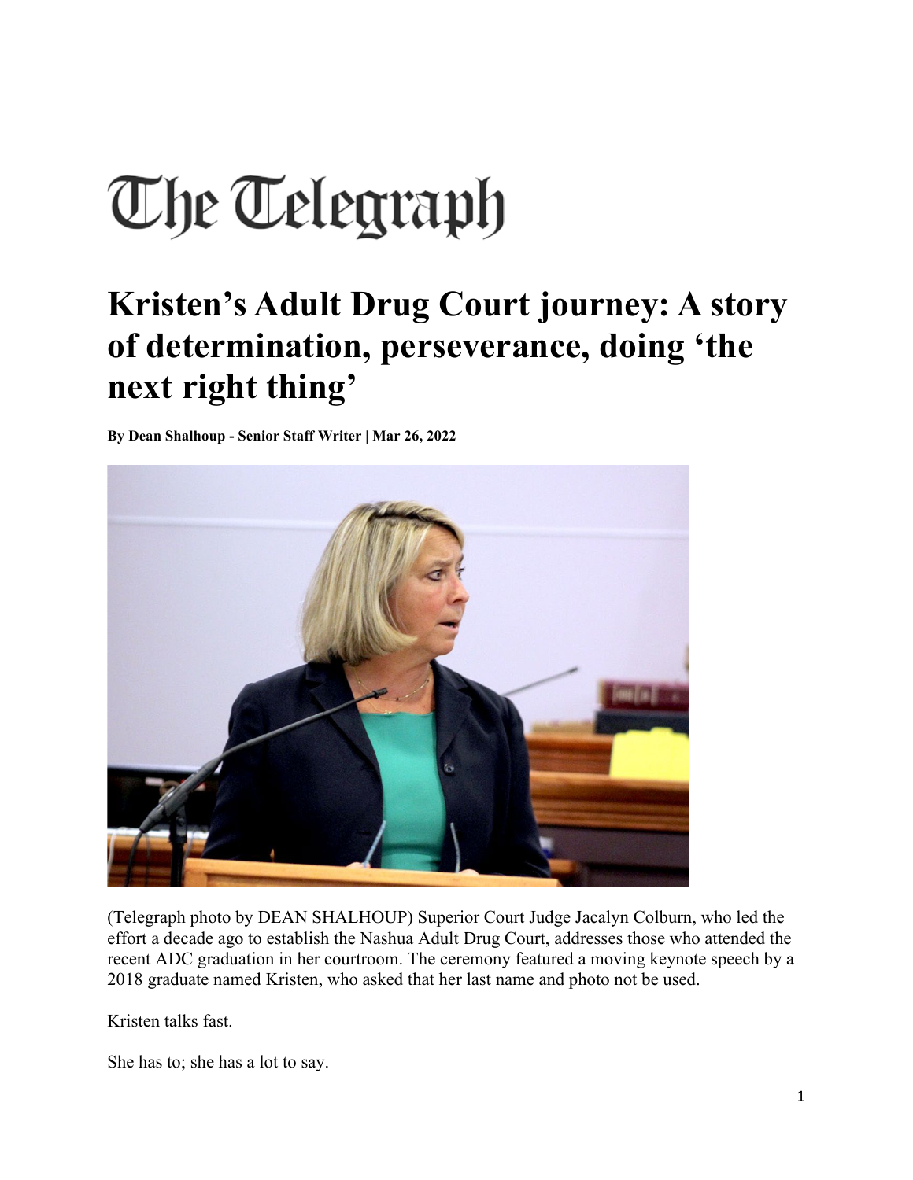# The Telegraph

## Kristen's Adult Drug Court journey: A story of determination, perseverance, doing 'the next right thing'

**By Dean Shalhoup - Senior Staff Writer | Mar 26, 2022**

(Telegraph photo by DEAN SHALHOUP) Superior Court Judge Jacalyn Colburn, who led the effort a decade ago to establish the Nashua Adult Drug Court, addresses those who attended the recent ADC graduation in her courtroom. The ceremony featured a moving keynote speech by a 2018 graduate named Kristen, who asked that her last name and photo not be used.

Kristen talks fast.

She has to; she has a lot to say.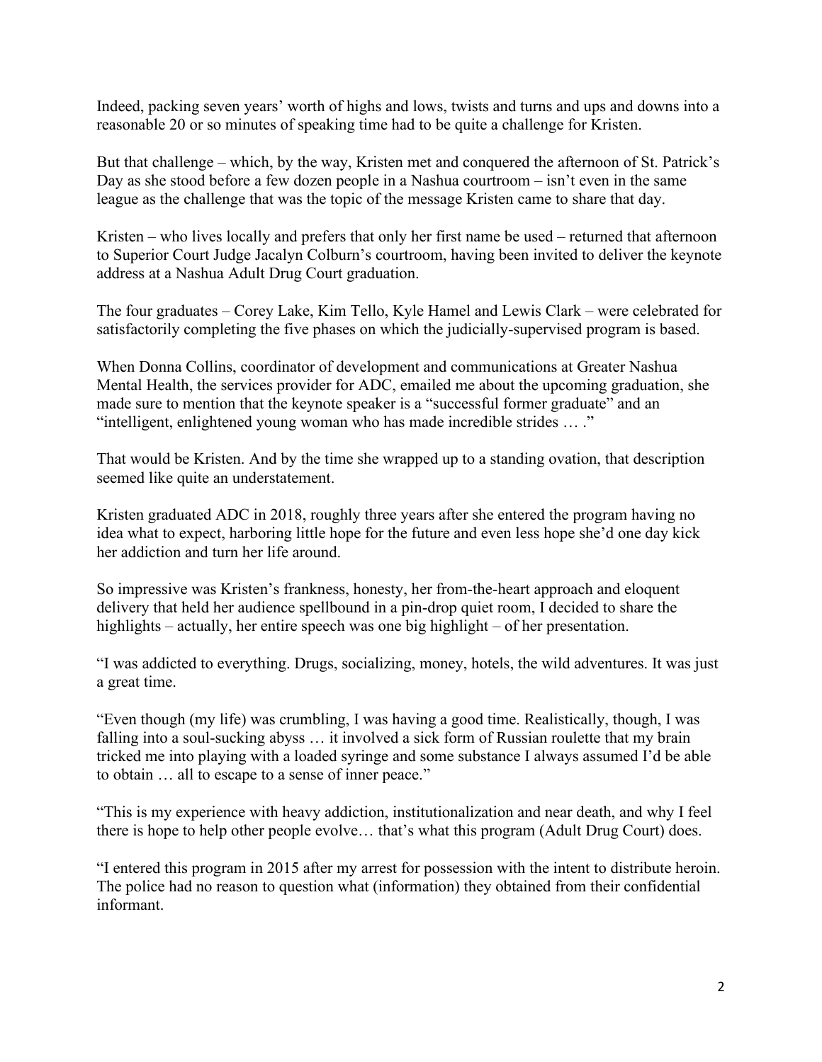Indeed, packing seven years' worth of highs and lows, twists and turns and ups and downs into a reasonable 20 or so minutes of speaking time had to be quite a challenge for Kristen.

But that challenge – which, by the way, Kristen met and conquered the afternoon of St. Patrick's Day as she stood before a few dozen people in a Nashua courtroom – isn't even in the same league as the challenge that was the topic of the message Kristen came to share that day.

Kristen – who lives locally and prefers that only her first name be used – returned that afternoon to Superior Court Judge Jacalyn Colburn's courtroom, having been invited to deliver the keynote address at a Nashua Adult Drug Court graduation.

The four graduates – Corey Lake, Kim Tello, Kyle Hamel and Lewis Clark – were celebrated for satisfactorily completing the five phases on which the judicially-supervised program is based.

When Donna Collins, coordinator of development and communications at Greater Nashua Mental Health, the services provider for ADC, emailed me about the upcoming graduation, she made sure to mention that the keynote speaker is a "successful former graduate" and an "intelligent, enlightened young woman who has made incredible strides … ."

That would be Kristen. And by the time she wrapped up to a standing ovation, that description seemed like quite an understatement.

Kristen graduated ADC in 2018, roughly three years after she entered the program having no idea what to expect, harboring little hope for the future and even less hope she'd one day kick her addiction and turn her life around.

So impressive was Kristen's frankness, honesty, her from-the-heart approach and eloquent delivery that held her audience spellbound in a pin-drop quiet room, I decided to share the highlights – actually, her entire speech was one big highlight – of her presentation.

"I was addicted to everything. Drugs, socializing, money, hotels, the wild adventures. It was just a great time.

"Even though (my life) was crumbling, I was having a good time. Realistically, though, I was falling into a soul-sucking abyss … it involved a sick form of Russian roulette that my brain tricked me into playing with a loaded syringe and some substance I always assumed I'd be able to obtain … all to escape to a sense of inner peace."

"This is my experience with heavy addiction, institutionalization and near death, and why I feel there is hope to help other people evolve… that's what this program (Adult Drug Court) does.

"I entered this program in 2015 after my arrest for possession with the intent to distribute heroin. The police had no reason to question what (information) they obtained from their confidential informant.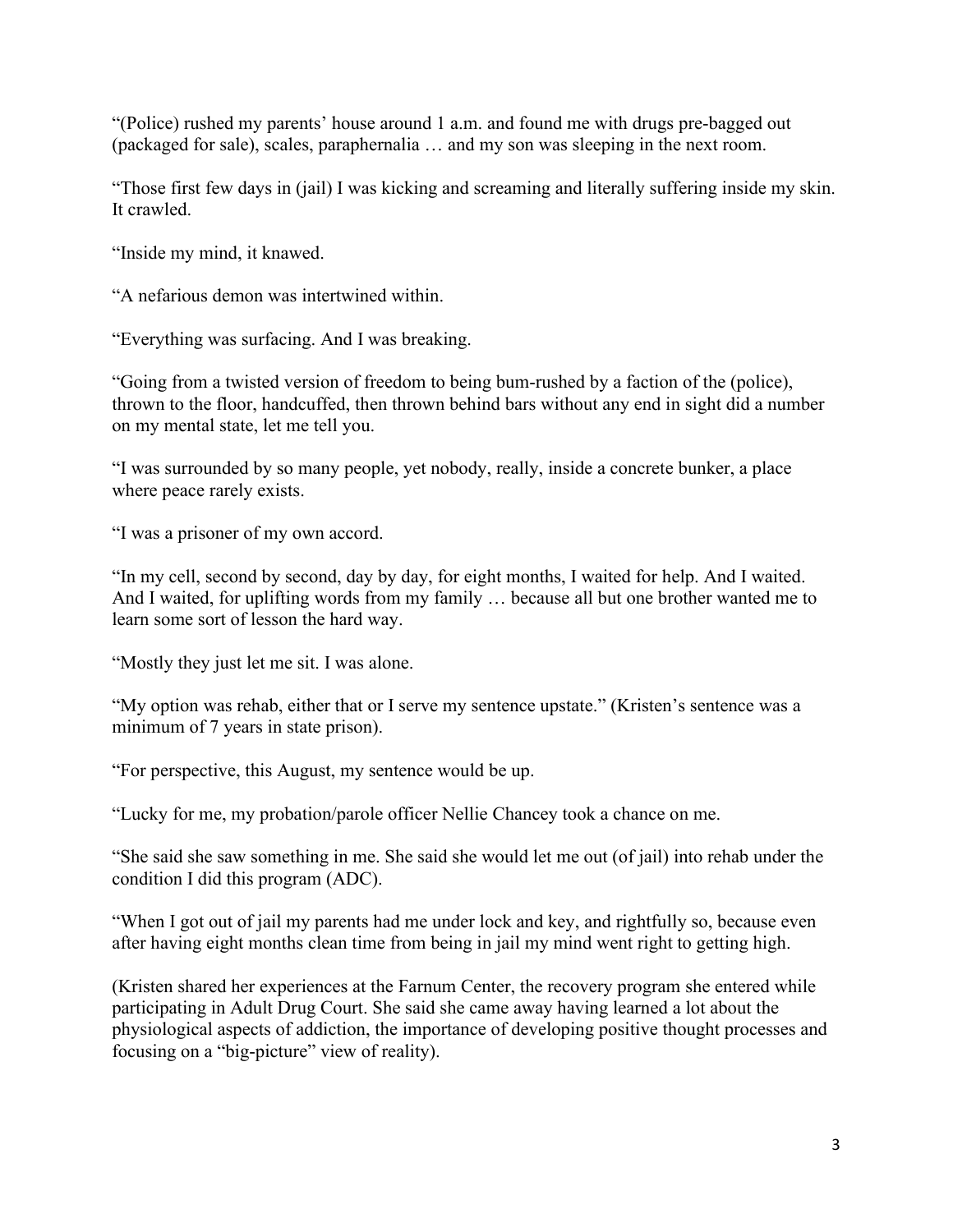"(Police) rushed my parents' house around 1 a.m. and found me with drugs pre-bagged out (packaged for sale), scales, paraphernalia … and my son was sleeping in the next room.

"Those first few days in (jail) I was kicking and screaming and literally suffering inside my skin. It crawled.

"Inside my mind, it knawed.

"A nefarious demon was intertwined within.

"Everything was surfacing. And I was breaking.

"Going from a twisted version of freedom to being bum-rushed by a faction of the (police), thrown to the floor, handcuffed, then thrown behind bars without any end in sight did a number on my mental state, let me tell you.

"I was surrounded by so many people, yet nobody, really, inside a concrete bunker, a place where peace rarely exists.

"I was a prisoner of my own accord.

"In my cell, second by second, day by day, for eight months, I waited for help. And I waited. And I waited, for uplifting words from my family … because all but one brother wanted me to learn some sort of lesson the hard way.

"Mostly they just let me sit. I was alone.

"My option was rehab, either that or I serve my sentence upstate." (Kristen's sentence was a minimum of 7 years in state prison).

"For perspective, this August, my sentence would be up.

"Lucky for me, my probation/parole officer Nellie Chancey took a chance on me.

"She said she saw something in me. She said she would let me out (of jail) into rehab under the condition I did this program (ADC).

"When I got out of jail my parents had me under lock and key, and rightfully so, because even after having eight months clean time from being in jail my mind went right to getting high.

(Kristen shared her experiences at the Farnum Center, the recovery program she entered while participating in Adult Drug Court. She said she came away having learned a lot about the physiological aspects of addiction, the importance of developing positive thought processes and focusing on a "big-picture" view of reality).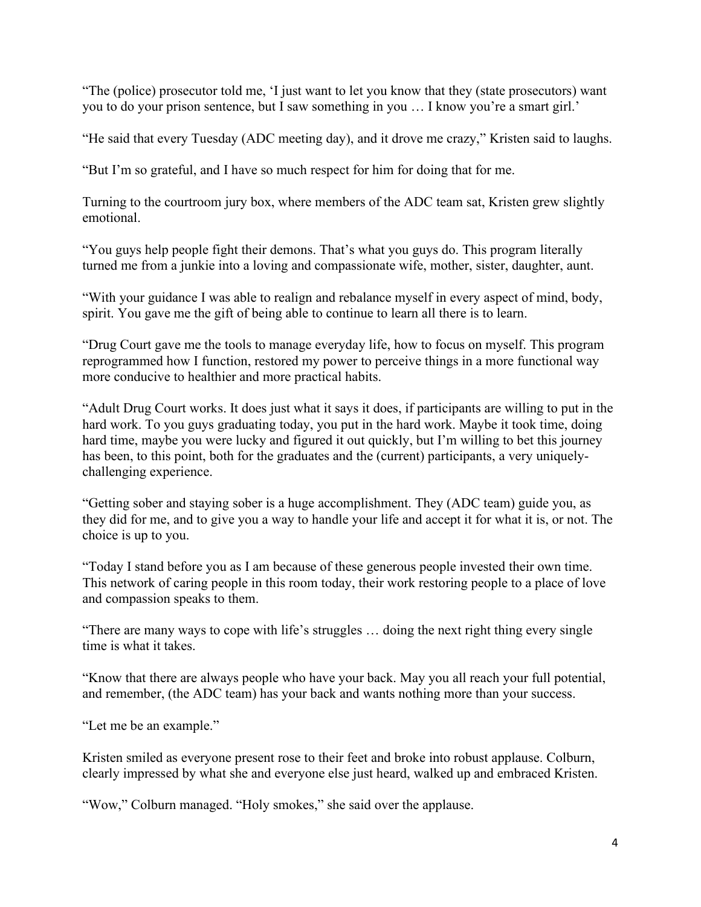"The (police) prosecutor told me, 'I just want to let you know that they (state prosecutors) want you to do your prison sentence, but I saw something in you … I know you're a smart girl.'

"He said that every Tuesday (ADC meeting day), and it drove me crazy," Kristen said to laughs.

"But I'm so grateful, and I have so much respect for him for doing that for me.

Turning to the courtroom jury box, where members of the ADC team sat, Kristen grew slightly emotional.

"You guys help people fight their demons. That's what you guys do. This program literally turned me from a junkie into a loving and compassionate wife, mother, sister, daughter, aunt.

"With your guidance I was able to realign and rebalance myself in every aspect of mind, body, spirit. You gave me the gift of being able to continue to learn all there is to learn.

"Drug Court gave me the tools to manage everyday life, how to focus on myself. This program reprogrammed how I function, restored my power to perceive things in a more functional way more conducive to healthier and more practical habits.

"Adult Drug Court works. It does just what it says it does, if participants are willing to put in the hard work. To you guys graduating today, you put in the hard work. Maybe it took time, doing hard time, maybe you were lucky and figured it out quickly, but I'm willing to bet this journey has been, to this point, both for the graduates and the (current) participants, a very uniquely-challenging experience.

"Getting sober and staying sober is a huge accomplishment. They (ADC team) guide you, as they did for me, and to give you a way to handle your life and accept it for what it is, or not. The choice is up to you.

"Today I stand before you as I am because of these generous people invested their own time. This network of caring people in this room today, their work restoring people to a place of love and compassion speaks to them.

"There are many ways to cope with life's struggles … doing the next right thing every single time is what it takes.

"Know that there are always people who have your back. May you all reach your full potential, and remember, (the ADC team) has your back and wants nothing more than your success.

"Let me be an example."

Kristen smiled as everyone present rose to their feet and broke into robust applause. Colburn, clearly impressed by what she and everyone else just heard, walked up and embraced Kristen.

"Wow," Colburn managed. "Holy smokes," she said over the applause.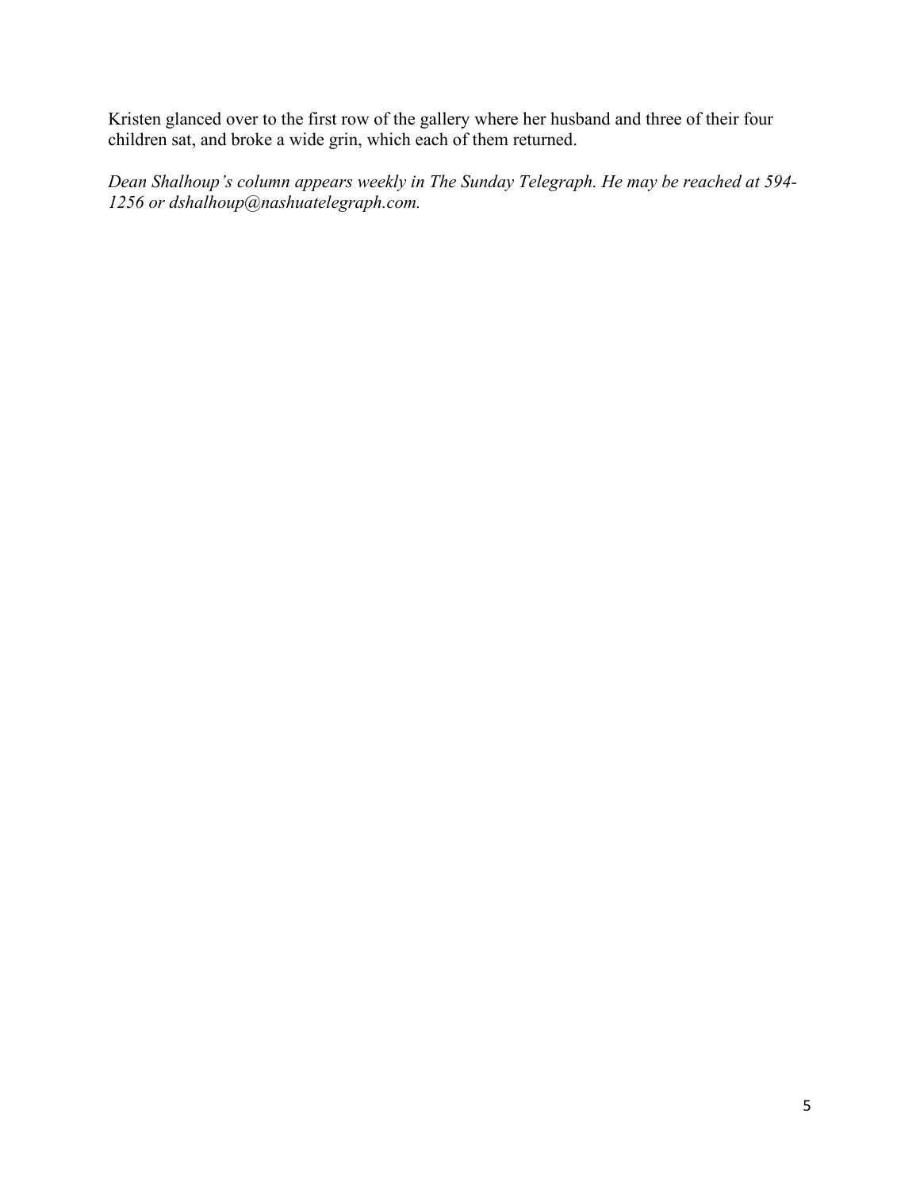Kristen glanced over to the first row of the gallery where her husband and three of their four children sat, and broke a wide grin, which each of them returned.

*Dean Shalhoup's column appears weekly in The Sunday Telegraph. He may be reached at 594-1256 or dshalhoup@nashuatelegraph.com.*